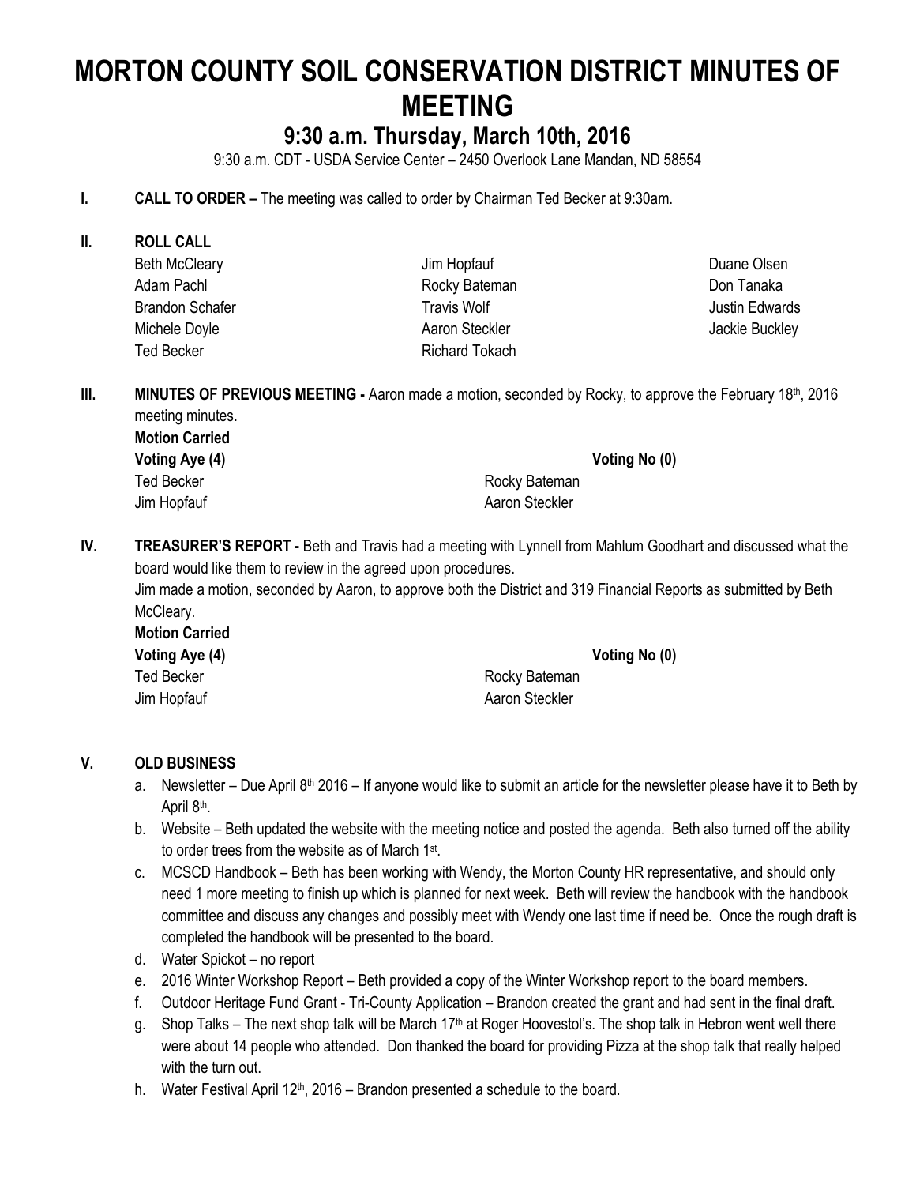# MORTON COUNTY SOIL CONSERVATION DISTRICT MINUTES OF MEETING

## 9:30 a.m. Thursday, March 10th, 2016

9:30 a.m. CDT - USDA Service Center – 2450 Overlook Lane Mandan, ND 58554

**I. CALL TO ORDER –** The meeting was called to order by Chairman Ted Becker at 9:30am.

**II. ROLL CALL**

| | | |
|---|---|---|
| Beth McCleary | Jim Hopfauf | Duane Olsen |
| Adam Pachl | Rocky Bateman | Don Tanaka |
| Brandon Schafer | Travis Wolf | Justin Edwards |
| Michele Doyle | Aaron Steckler | Jackie Buckley |
| Ted Becker | Richard Tokach | |

**III. MINUTES OF PREVIOUS MEETING -** Aaron made a motion, seconded by Rocky, to approve the February 18th, 2016 meeting minutes.

**Motion Carried**

| **Voting Aye (4)** | | **Voting No (0)** |
|---|---|---|
| Ted Becker | Rocky Bateman | |
| Jim Hopfauf | Aaron Steckler | |

**IV. TREASURER'S REPORT -** Beth and Travis had a meeting with Lynnell from Mahlum Goodhart and discussed what the board would like them to review in the agreed upon procedures.

Jim made a motion, seconded by Aaron, to approve both the District and 319 Financial Reports as submitted by Beth McCleary.

**Motion Carried**

| **Voting Aye (4)** | | **Voting No (0)** |
|---|---|---|
| Ted Becker | Rocky Bateman | |
| Jim Hopfauf | Aaron Steckler | |

**V. OLD BUSINESS**

a. Newsletter – Due April 8th 2016 – If anyone would like to submit an article for the newsletter please have it to Beth by April 8th.

b. Website – Beth updated the website with the meeting notice and posted the agenda. Beth also turned off the ability to order trees from the website as of March 1st.

c. MCSCD Handbook – Beth has been working with Wendy, the Morton County HR representative, and should only need 1 more meeting to finish up which is planned for next week. Beth will review the handbook with the handbook committee and discuss any changes and possibly meet with Wendy one last time if need be. Once the rough draft is completed the handbook will be presented to the board.

d. Water Spickot – no report

e. 2016 Winter Workshop Report – Beth provided a copy of the Winter Workshop report to the board members.

f. Outdoor Heritage Fund Grant - Tri-County Application – Brandon created the grant and had sent in the final draft.

g. Shop Talks – The next shop talk will be March 17th at Roger Hoovestol's. The shop talk in Hebron went well there were about 14 people who attended. Don thanked the board for providing Pizza at the shop talk that really helped with the turn out.

h. Water Festival April 12th, 2016 – Brandon presented a schedule to the board.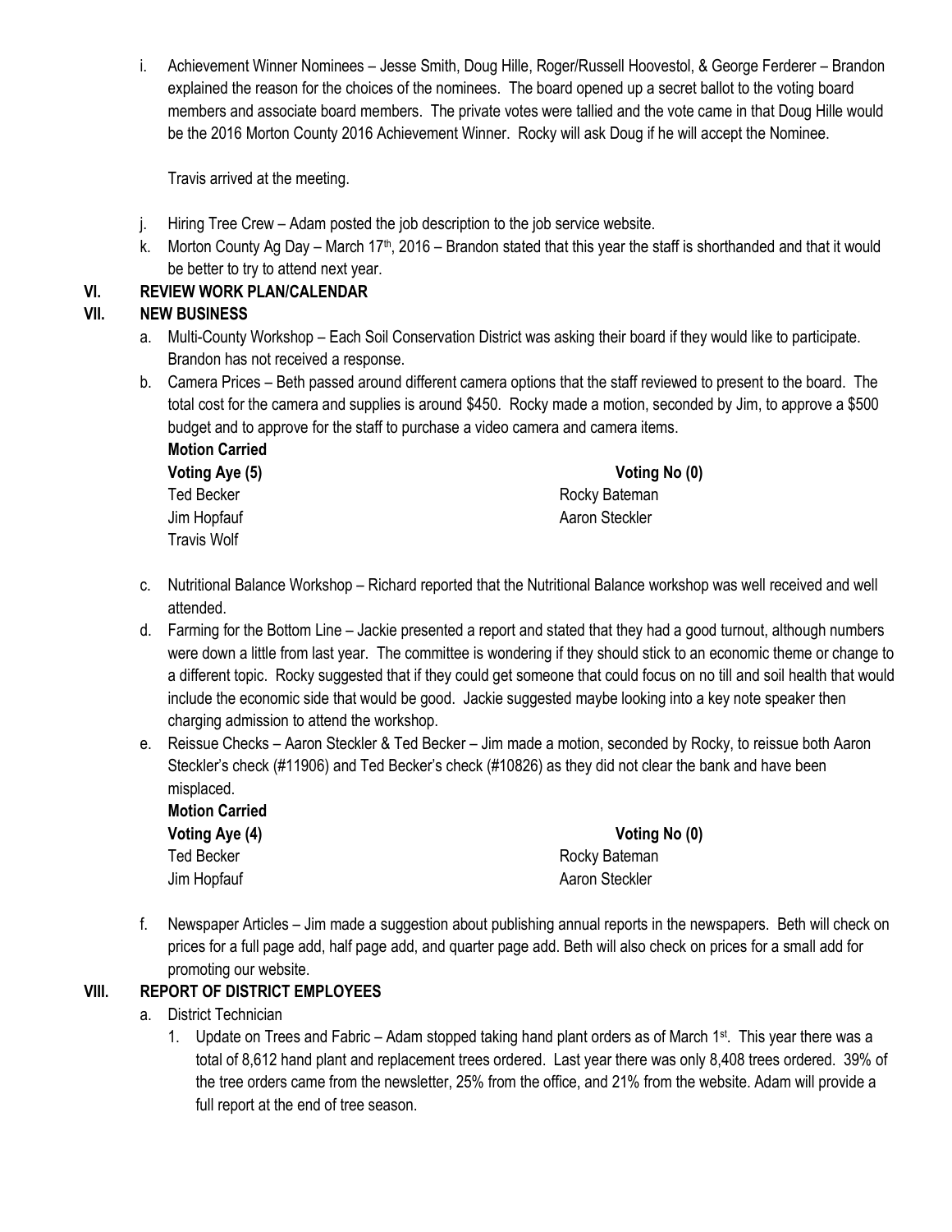i. Achievement Winner Nominees – Jesse Smith, Doug Hille, Roger/Russell Hoovestol, & George Ferderer – Brandon explained the reason for the choices of the nominees. The board opened up a secret ballot to the voting board members and associate board members. The private votes were tallied and the vote came in that Doug Hille would be the 2016 Morton County 2016 Achievement Winner. Rocky will ask Doug if he will accept the Nominee.

   Travis arrived at the meeting.

j. Hiring Tree Crew – Adam posted the job description to the job service website.

k. Morton County Ag Day – March 17th, 2016 – Brandon stated that this year the staff is shorthanded and that it would be better to try to attend next year.

## VI. REVIEW WORK PLAN/CALENDAR

## VII. NEW BUSINESS

a. Multi-County Workshop – Each Soil Conservation District was asking their board if they would like to participate. Brandon has not received a response.

b. Camera Prices – Beth passed around different camera options that the staff reviewed to present to the board. The total cost for the camera and supplies is around $450. Rocky made a motion, seconded by Jim, to approve a $500 budget and to approve for the staff to purchase a video camera and camera items.

   **Motion Carried**

| **Voting Aye (5)** | **Voting No (0)** |
|---|---|
| Ted Becker | Rocky Bateman |
| Jim Hopfauf | Aaron Steckler |
| Travis Wolf | |

c. Nutritional Balance Workshop – Richard reported that the Nutritional Balance workshop was well received and well attended.

d. Farming for the Bottom Line – Jackie presented a report and stated that they had a good turnout, although numbers were down a little from last year. The committee is wondering if they should stick to an economic theme or change to a different topic. Rocky suggested that if they could get someone that could focus on no till and soil health that would include the economic side that would be good. Jackie suggested maybe looking into a key note speaker then charging admission to attend the workshop.

e. Reissue Checks – Aaron Steckler & Ted Becker – Jim made a motion, seconded by Rocky, to reissue both Aaron Steckler's check (#11906) and Ted Becker's check (#10826) as they did not clear the bank and have been misplaced.

   **Motion Carried**

| **Voting Aye (4)** | **Voting No (0)** |
|---|---|
| Ted Becker | Rocky Bateman |
| Jim Hopfauf | Aaron Steckler |

f. Newspaper Articles – Jim made a suggestion about publishing annual reports in the newspapers. Beth will check on prices for a full page add, half page add, and quarter page add. Beth will also check on prices for a small add for promoting our website.

## VIII. REPORT OF DISTRICT EMPLOYEES

a. District Technician

   1. Update on Trees and Fabric – Adam stopped taking hand plant orders as of March 1st. This year there was a total of 8,612 hand plant and replacement trees ordered. Last year there was only 8,408 trees ordered. 39% of the tree orders came from the newsletter, 25% from the office, and 21% from the website. Adam will provide a full report at the end of tree season.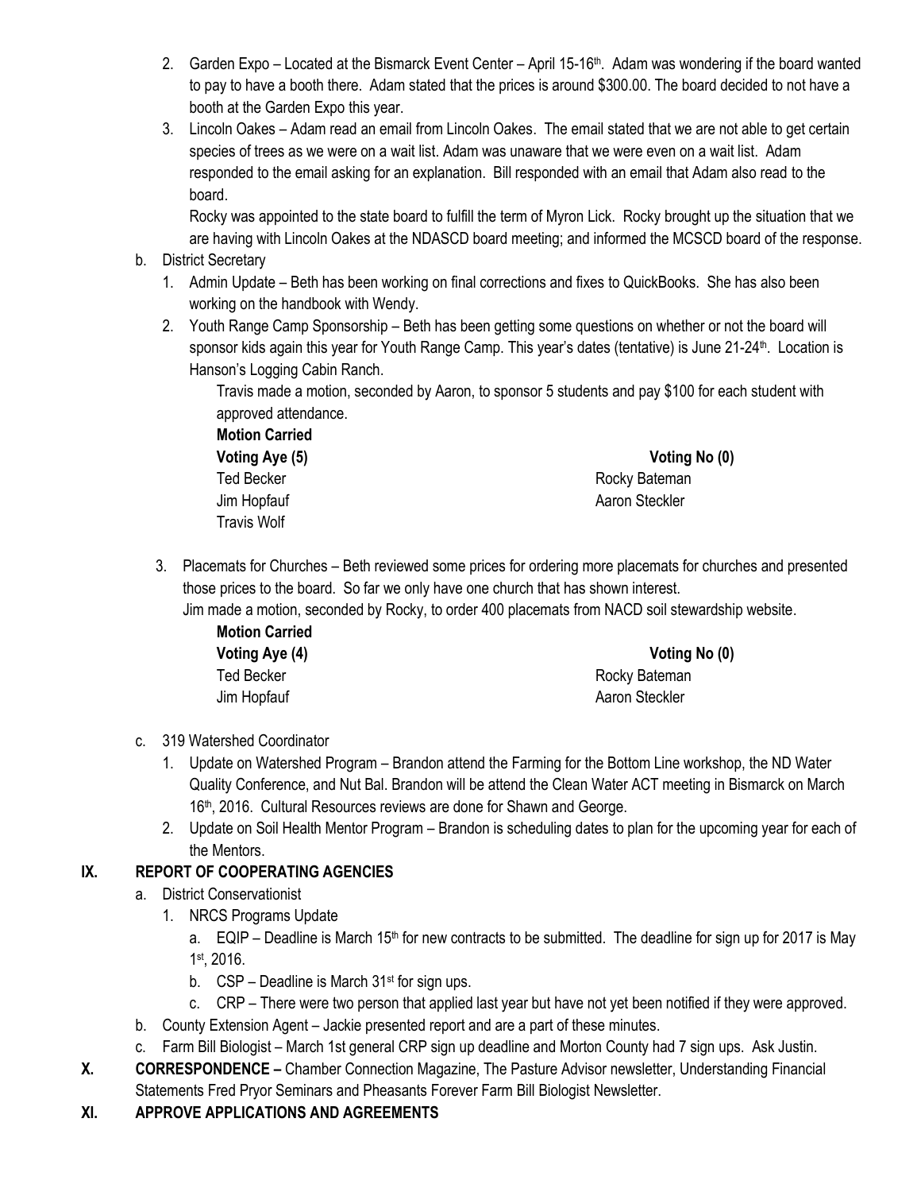2. Garden Expo – Located at the Bismarck Event Center – April 15-16th. Adam was wondering if the board wanted to pay to have a booth there. Adam stated that the prices is around $300.00. The board decided to not have a booth at the Garden Expo this year.
3. Lincoln Oakes – Adam read an email from Lincoln Oakes. The email stated that we are not able to get certain species of trees as we were on a wait list. Adam was unaware that we were even on a wait list. Adam responded to the email asking for an explanation. Bill responded with an email that Adam also read to the board.

   Rocky was appointed to the state board to fulfill the term of Myron Lick. Rocky brought up the situation that we are having with Lincoln Oakes at the NDASCD board meeting; and informed the MCSCD board of the response.

b. District Secretary

1. Admin Update – Beth has been working on final corrections and fixes to QuickBooks. She has also been working on the handbook with Wendy.
2. Youth Range Camp Sponsorship – Beth has been getting some questions on whether or not the board will sponsor kids again this year for Youth Range Camp. This year's dates (tentative) is June 21-24th. Location is Hanson's Logging Cabin Ranch.

   Travis made a motion, seconded by Aaron, to sponsor 5 students and pay $100 for each student with approved attendance.

   **Motion Carried**

   | **Voting Aye (5)** | **Voting No (0)** |
   |---|---|
   | Ted Becker | Rocky Bateman |
   | Jim Hopfauf | Aaron Steckler |
   | Travis Wolf | |

3. Placemats for Churches – Beth reviewed some prices for ordering more placemats for churches and presented those prices to the board. So far we only have one church that has shown interest.

   Jim made a motion, seconded by Rocky, to order 400 placemats from NACD soil stewardship website.

   **Motion Carried**

   | **Voting Aye (4)** | **Voting No (0)** |
   |---|---|
   | Ted Becker | Rocky Bateman |
   | Jim Hopfauf | Aaron Steckler |

c. 319 Watershed Coordinator

1. Update on Watershed Program – Brandon attend the Farming for the Bottom Line workshop, the ND Water Quality Conference, and Nut Bal. Brandon will be attend the Clean Water ACT meeting in Bismarck on March 16th, 2016. Cultural Resources reviews are done for Shawn and George.
2. Update on Soil Health Mentor Program – Brandon is scheduling dates to plan for the upcoming year for each of the Mentors.

## IX. REPORT OF COOPERATING AGENCIES

a. District Conservationist

1. NRCS Programs Update
   a. EQIP – Deadline is March 15th for new contracts to be submitted. The deadline for sign up for 2017 is May 1st, 2016.
   b. CSP – Deadline is March 31st for sign ups.
   c. CRP – There were two person that applied last year but have not yet been notified if they were approved.

b. County Extension Agent – Jackie presented report and are a part of these minutes.

c. Farm Bill Biologist – March 1st general CRP sign up deadline and Morton County had 7 sign ups. Ask Justin.

## X. CORRESPONDENCE – 
Chamber Connection Magazine, The Pasture Advisor newsletter, Understanding Financial Statements Fred Pryor Seminars and Pheasants Forever Farm Bill Biologist Newsletter.

## XI. APPROVE APPLICATIONS AND AGREEMENTS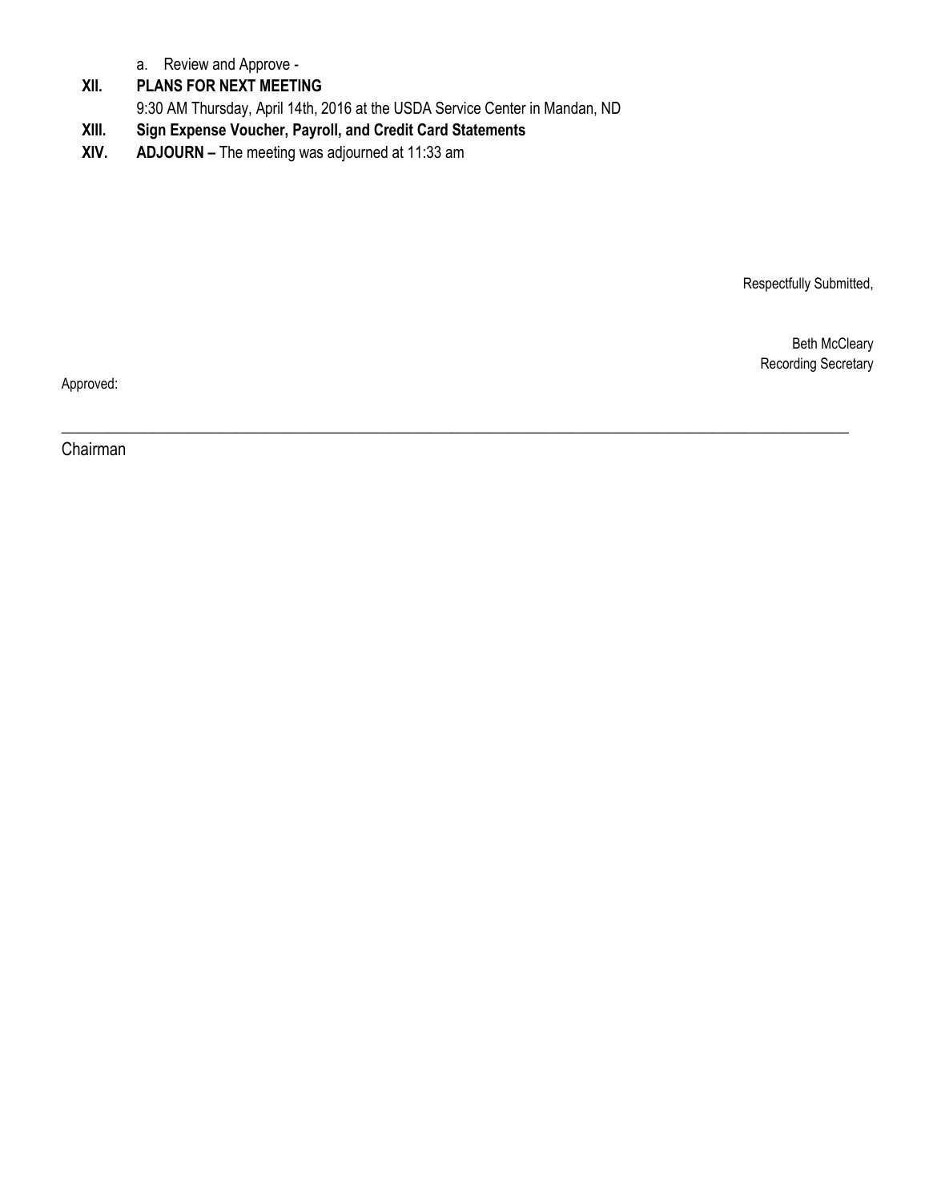a. Review and Approve -

**XII. PLANS FOR NEXT MEETING**

9:30 AM Thursday, April 14th, 2016 at the USDA Service Center in Mandan, ND

**XIII. Sign Expense Voucher, Payroll, and Credit Card Statements**

**XIV. ADJOURN –** The meeting was adjourned at 11:33 am

Respectfully Submitted,

Beth McCleary
Recording Secretary

Approved:

\_\_\_\_\_\_\_\_\_\_\_\_\_\_\_\_\_\_\_\_\_\_\_\_\_\_\_\_\_\_\_\_\_\_\_\_\_\_\_\_\_\_\_\_\_\_\_\_\_\_\_\_\_\_\_\_\_\_\_\_\_\_\_\_\_\_\_\_\_\_\_\_\_\_\_\_\_\_\_\_\_\_\_\_

Chairman